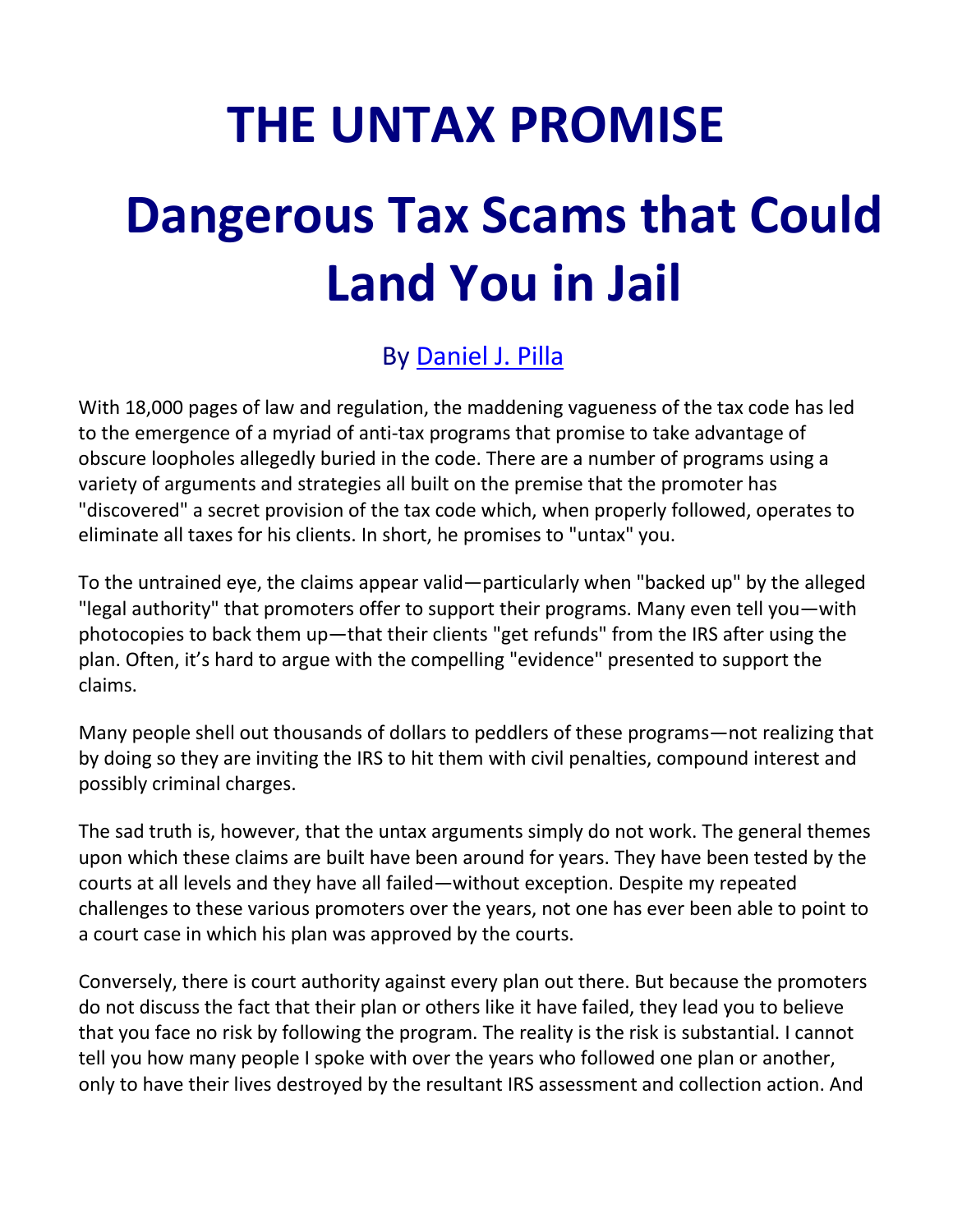# THE UNTAX PROMISE

## Dangerous Tax Scams that Could Land You in Jail

By Daniel J. Pilla

With 18,000 pages of law and regulation, the maddening vagueness of the tax code has led to the emergence of a myriad of anti-tax programs that promise to take advantage of obscure loopholes allegedly buried in the code. There are a number of programs using a variety of arguments and strategies all built on the premise that the promoter has "discovered" a secret provision of the tax code which, when properly followed, operates to eliminate all taxes for his clients. In short, he promises to "untax" you.

To the untrained eye, the claims appear valid—particularly when "backed up" by the alleged "legal authority" that promoters offer to support their programs. Many even tell you—with photocopies to back them up—that their clients "get refunds" from the IRS after using the plan. Often, it's hard to argue with the compelling "evidence" presented to support the claims.

Many people shell out thousands of dollars to peddlers of these programs—not realizing that by doing so they are inviting the IRS to hit them with civil penalties, compound interest and possibly criminal charges.

The sad truth is, however, that the untax arguments simply do not work. The general themes upon which these claims are built have been around for years. They have been tested by the courts at all levels and they have all failed—without exception. Despite my repeated challenges to these various promoters over the years, not one has ever been able to point to a court case in which his plan was approved by the courts.

Conversely, there is court authority against every plan out there. But because the promoters do not discuss the fact that their plan or others like it have failed, they lead you to believe that you face no risk by following the program. The reality is the risk is substantial. I cannot tell you how many people I spoke with over the years who followed one plan or another, only to have their lives destroyed by the resultant IRS assessment and collection action. And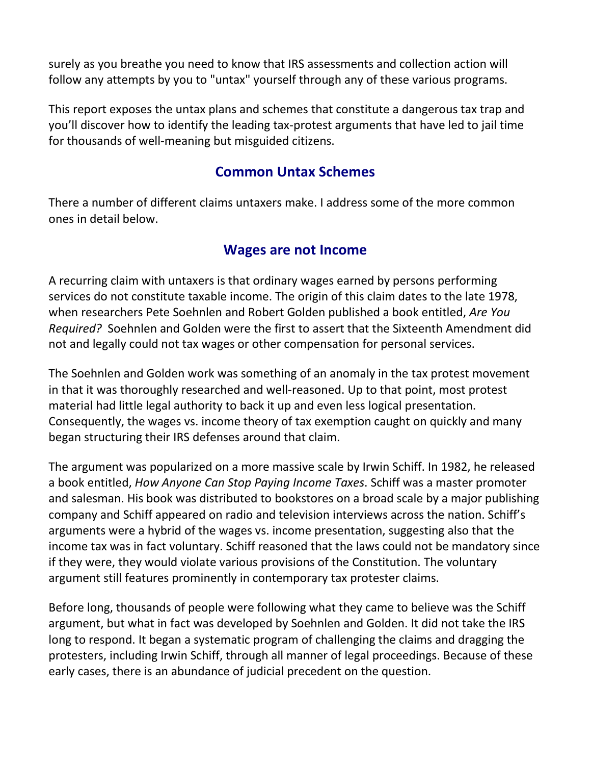surely as you breathe you need to know that IRS assessments and collection action will follow any attempts by you to "untax" yourself through any of these various programs.

This report exposes the untax plans and schemes that constitute a dangerous tax trap and you'll discover how to identify the leading tax-protest arguments that have led to jail time for thousands of well-meaning but misguided citizens.

## Common Untax Schemes

There a number of different claims untaxers make. I address some of the more common ones in detail below.

## Wages are not Income

A recurring claim with untaxers is that ordinary wages earned by persons performing services do not constitute taxable income. The origin of this claim dates to the late 1978, when researchers Pete Soehnlen and Robert Golden published a book entitled, *Are You Required?* Soehnlen and Golden were the first to assert that the Sixteenth Amendment did not and legally could not tax wages or other compensation for personal services.

The Soehnlen and Golden work was something of an anomaly in the tax protest movement in that it was thoroughly researched and well-reasoned. Up to that point, most protest material had little legal authority to back it up and even less logical presentation. Consequently, the wages vs. income theory of tax exemption caught on quickly and many began structuring their IRS defenses around that claim.

The argument was popularized on a more massive scale by Irwin Schiff. In 1982, he released a book entitled, *How Anyone Can Stop Paying Income Taxes*. Schiff was a master promoter and salesman. His book was distributed to bookstores on a broad scale by a major publishing company and Schiff appeared on radio and television interviews across the nation. Schiff's arguments were a hybrid of the wages vs. income presentation, suggesting also that the income tax was in fact voluntary. Schiff reasoned that the laws could not be mandatory since if they were, they would violate various provisions of the Constitution. The voluntary argument still features prominently in contemporary tax protester claims.

Before long, thousands of people were following what they came to believe was the Schiff argument, but what in fact was developed by Soehnlen and Golden. It did not take the IRS long to respond. It began a systematic program of challenging the claims and dragging the protesters, including Irwin Schiff, through all manner of legal proceedings. Because of these early cases, there is an abundance of judicial precedent on the question.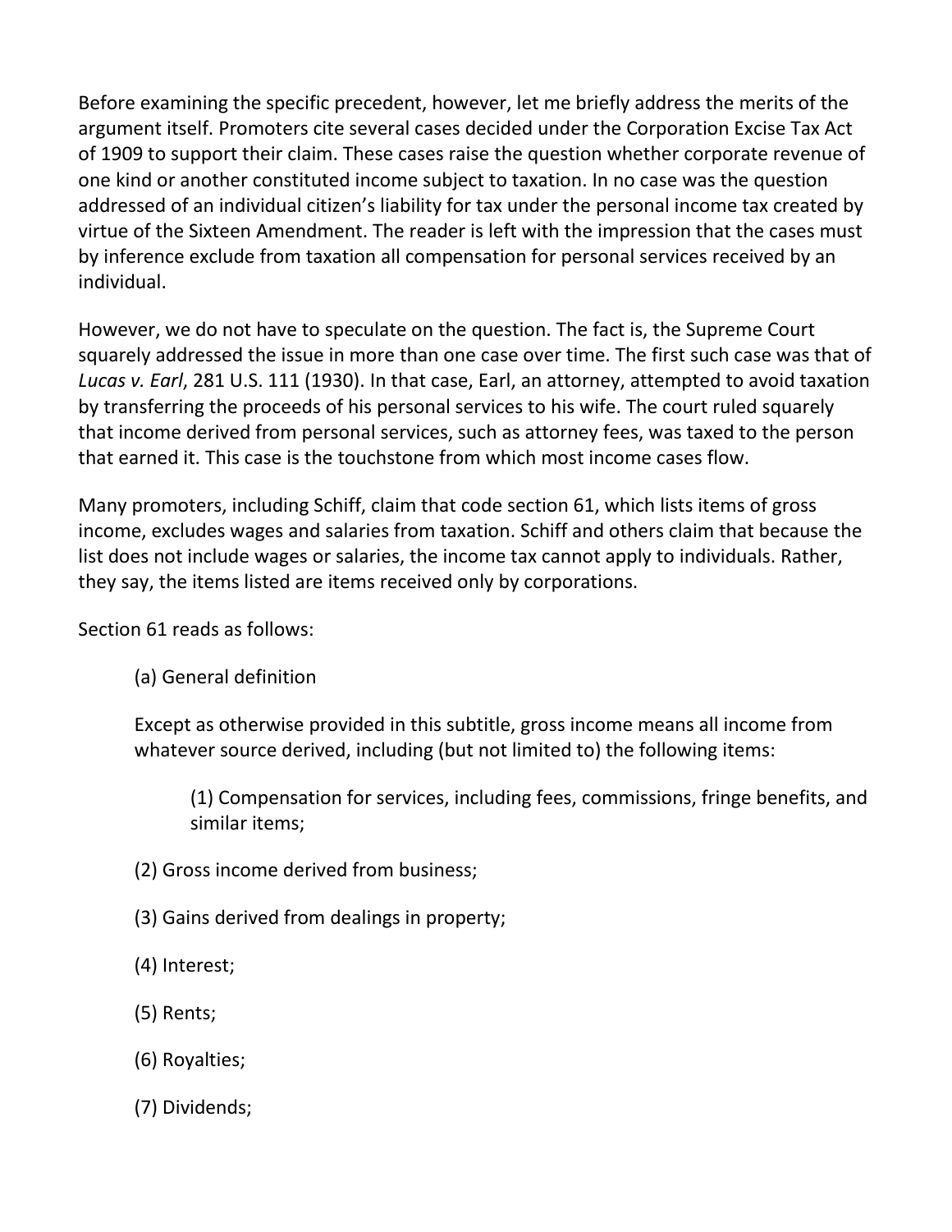Before examining the specific precedent, however, let me briefly address the merits of the argument itself. Promoters cite several cases decided under the Corporation Excise Tax Act of 1909 to support their claim. These cases raise the question whether corporate revenue of one kind or another constituted income subject to taxation. In no case was the question addressed of an individual citizen's liability for tax under the personal income tax created by virtue of the Sixteen Amendment. The reader is left with the impression that the cases must by inference exclude from taxation all compensation for personal services received by an individual.

However, we do not have to speculate on the question. The fact is, the Supreme Court squarely addressed the issue in more than one case over time. The first such case was that of *Lucas v. Earl*, 281 U.S. 111 (1930). In that case, Earl, an attorney, attempted to avoid taxation by transferring the proceeds of his personal services to his wife. The court ruled squarely that income derived from personal services, such as attorney fees, was taxed to the person that earned it. This case is the touchstone from which most income cases flow.

Many promoters, including Schiff, claim that code section 61, which lists items of gross income, excludes wages and salaries from taxation. Schiff and others claim that because the list does not include wages or salaries, the income tax cannot apply to individuals. Rather, they say, the items listed are items received only by corporations.

Section 61 reads as follows:

> (a) General definition
>
> Except as otherwise provided in this subtitle, gross income means all income from whatever source derived, including (but not limited to) the following items:
>
> > (1) Compensation for services, including fees, commissions, fringe benefits, and similar items;
>
> (2) Gross income derived from business;
>
> (3) Gains derived from dealings in property;
>
> (4) Interest;
>
> (5) Rents;
>
> (6) Royalties;
>
> (7) Dividends;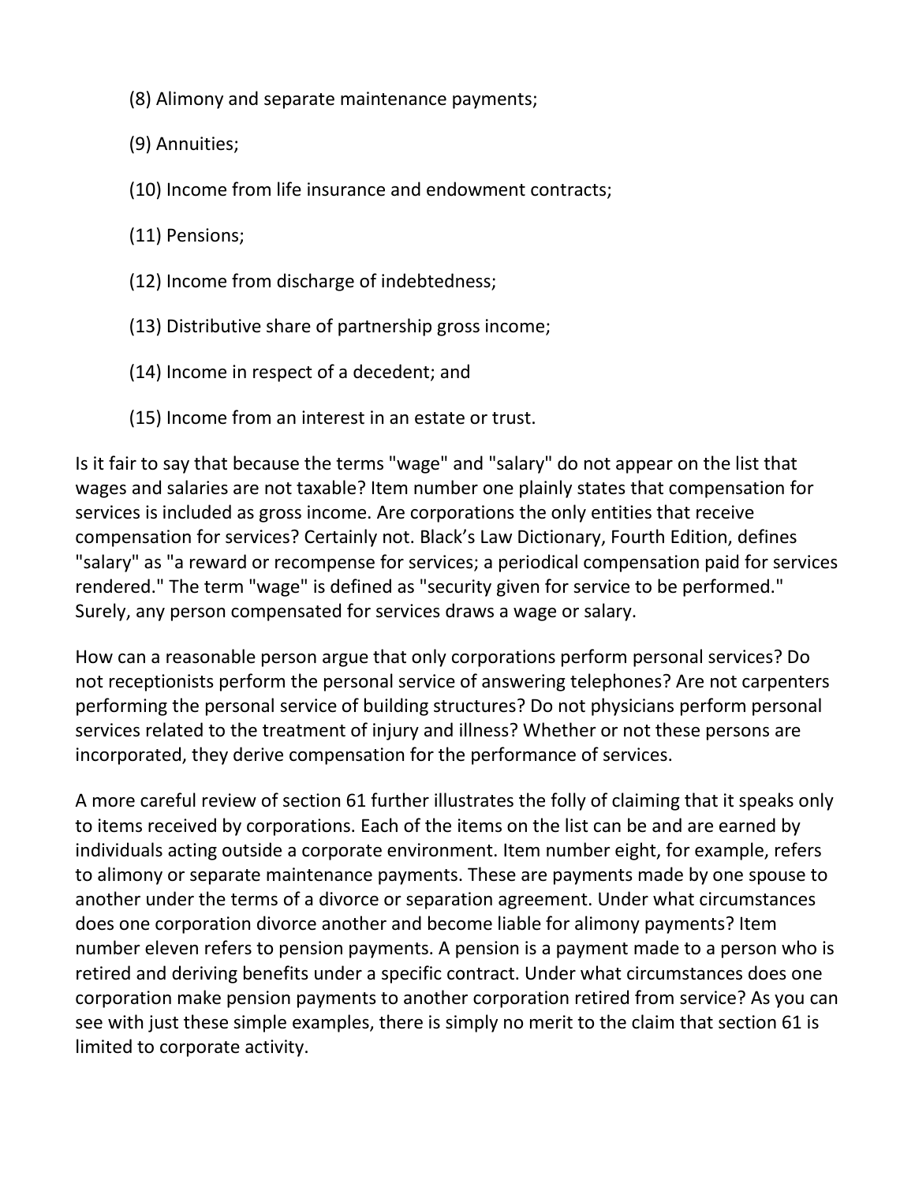(8) Alimony and separate maintenance payments;

(9) Annuities;

(10) Income from life insurance and endowment contracts;

(11) Pensions;

(12) Income from discharge of indebtedness;

(13) Distributive share of partnership gross income;

(14) Income in respect of a decedent; and

(15) Income from an interest in an estate or trust.

Is it fair to say that because the terms "wage" and "salary" do not appear on the list that wages and salaries are not taxable? Item number one plainly states that compensation for services is included as gross income. Are corporations the only entities that receive compensation for services? Certainly not. Black's Law Dictionary, Fourth Edition, defines "salary" as "a reward or recompense for services; a periodical compensation paid for services rendered." The term "wage" is defined as "security given for service to be performed." Surely, any person compensated for services draws a wage or salary.

How can a reasonable person argue that only corporations perform personal services? Do not receptionists perform the personal service of answering telephones? Are not carpenters performing the personal service of building structures? Do not physicians perform personal services related to the treatment of injury and illness? Whether or not these persons are incorporated, they derive compensation for the performance of services.

A more careful review of section 61 further illustrates the folly of claiming that it speaks only to items received by corporations. Each of the items on the list can be and are earned by individuals acting outside a corporate environment. Item number eight, for example, refers to alimony or separate maintenance payments. These are payments made by one spouse to another under the terms of a divorce or separation agreement. Under what circumstances does one corporation divorce another and become liable for alimony payments? Item number eleven refers to pension payments. A pension is a payment made to a person who is retired and deriving benefits under a specific contract. Under what circumstances does one corporation make pension payments to another corporation retired from service? As you can see with just these simple examples, there is simply no merit to the claim that section 61 is limited to corporate activity.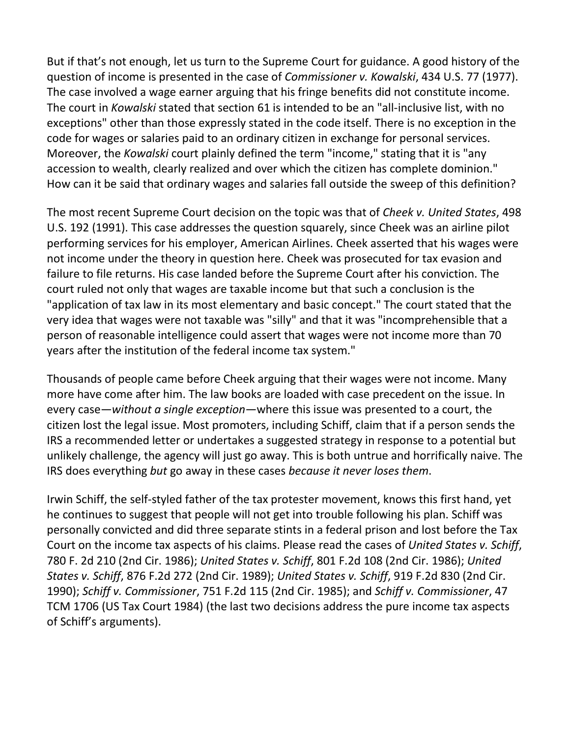But if that's not enough, let us turn to the Supreme Court for guidance. A good history of the question of income is presented in the case of *Commissioner v. Kowalski*, 434 U.S. 77 (1977). The case involved a wage earner arguing that his fringe benefits did not constitute income. The court in *Kowalski* stated that section 61 is intended to be an "all-inclusive list, with no exceptions" other than those expressly stated in the code itself. There is no exception in the code for wages or salaries paid to an ordinary citizen in exchange for personal services. Moreover, the *Kowalski* court plainly defined the term "income," stating that it is "any accession to wealth, clearly realized and over which the citizen has complete dominion." How can it be said that ordinary wages and salaries fall outside the sweep of this definition?

The most recent Supreme Court decision on the topic was that of *Cheek v. United States*, 498 U.S. 192 (1991). This case addresses the question squarely, since Cheek was an airline pilot performing services for his employer, American Airlines. Cheek asserted that his wages were not income under the theory in question here. Cheek was prosecuted for tax evasion and failure to file returns. His case landed before the Supreme Court after his conviction. The court ruled not only that wages are taxable income but that such a conclusion is the "application of tax law in its most elementary and basic concept." The court stated that the very idea that wages were not taxable was "silly" and that it was "incomprehensible that a person of reasonable intelligence could assert that wages were not income more than 70 years after the institution of the federal income tax system."

Thousands of people came before Cheek arguing that their wages were not income. Many more have come after him. The law books are loaded with case precedent on the issue. In every case—*without a single exception*—where this issue was presented to a court, the citizen lost the legal issue. Most promoters, including Schiff, claim that if a person sends the IRS a recommended letter or undertakes a suggested strategy in response to a potential but unlikely challenge, the agency will just go away. This is both untrue and horrifically naive. The IRS does everything *but* go away in these cases *because it never loses them*.

Irwin Schiff, the self-styled father of the tax protester movement, knows this first hand, yet he continues to suggest that people will not get into trouble following his plan. Schiff was personally convicted and did three separate stints in a federal prison and lost before the Tax Court on the income tax aspects of his claims. Please read the cases of *United States v. Schiff*, 780 F. 2d 210 (2nd Cir. 1986); *United States v. Schiff*, 801 F.2d 108 (2nd Cir. 1986); *United States v. Schiff*, 876 F.2d 272 (2nd Cir. 1989); *United States v. Schiff*, 919 F.2d 830 (2nd Cir. 1990); *Schiff v. Commissioner*, 751 F.2d 115 (2nd Cir. 1985); and *Schiff v. Commissioner*, 47 TCM 1706 (US Tax Court 1984) (the last two decisions address the pure income tax aspects of Schiff's arguments).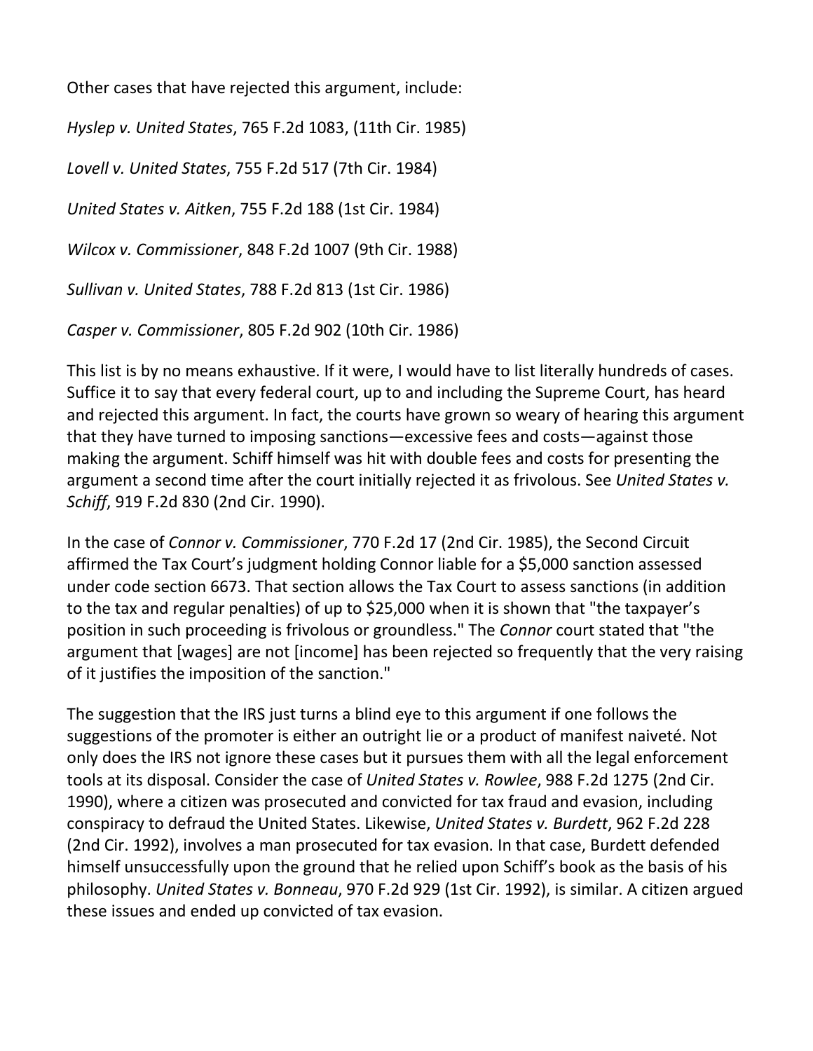Other cases that have rejected this argument, include:

*Hyslep v. United States*, 765 F.2d 1083, (11th Cir. 1985)

*Lovell v. United States*, 755 F.2d 517 (7th Cir. 1984)

*United States v. Aitken*, 755 F.2d 188 (1st Cir. 1984)

*Wilcox v. Commissioner*, 848 F.2d 1007 (9th Cir. 1988)

*Sullivan v. United States*, 788 F.2d 813 (1st Cir. 1986)

*Casper v. Commissioner*, 805 F.2d 902 (10th Cir. 1986)

This list is by no means exhaustive. If it were, I would have to list literally hundreds of cases. Suffice it to say that every federal court, up to and including the Supreme Court, has heard and rejected this argument. In fact, the courts have grown so weary of hearing this argument that they have turned to imposing sanctions—excessive fees and costs—against those making the argument. Schiff himself was hit with double fees and costs for presenting the argument a second time after the court initially rejected it as frivolous. See *United States v. Schiff*, 919 F.2d 830 (2nd Cir. 1990).

In the case of *Connor v. Commissioner*, 770 F.2d 17 (2nd Cir. 1985), the Second Circuit affirmed the Tax Court's judgment holding Connor liable for a $5,000 sanction assessed under code section 6673. That section allows the Tax Court to assess sanctions (in addition to the tax and regular penalties) of up to $25,000 when it is shown that "the taxpayer's position in such proceeding is frivolous or groundless." The *Connor* court stated that "the argument that [wages] are not [income] has been rejected so frequently that the very raising of it justifies the imposition of the sanction."

The suggestion that the IRS just turns a blind eye to this argument if one follows the suggestions of the promoter is either an outright lie or a product of manifest naiveté. Not only does the IRS not ignore these cases but it pursues them with all the legal enforcement tools at its disposal. Consider the case of *United States v. Rowlee*, 988 F.2d 1275 (2nd Cir. 1990), where a citizen was prosecuted and convicted for tax fraud and evasion, including conspiracy to defraud the United States. Likewise, *United States v. Burdett*, 962 F.2d 228 (2nd Cir. 1992), involves a man prosecuted for tax evasion. In that case, Burdett defended himself unsuccessfully upon the ground that he relied upon Schiff's book as the basis of his philosophy. *United States v. Bonneau*, 970 F.2d 929 (1st Cir. 1992), is similar. A citizen argued these issues and ended up convicted of tax evasion.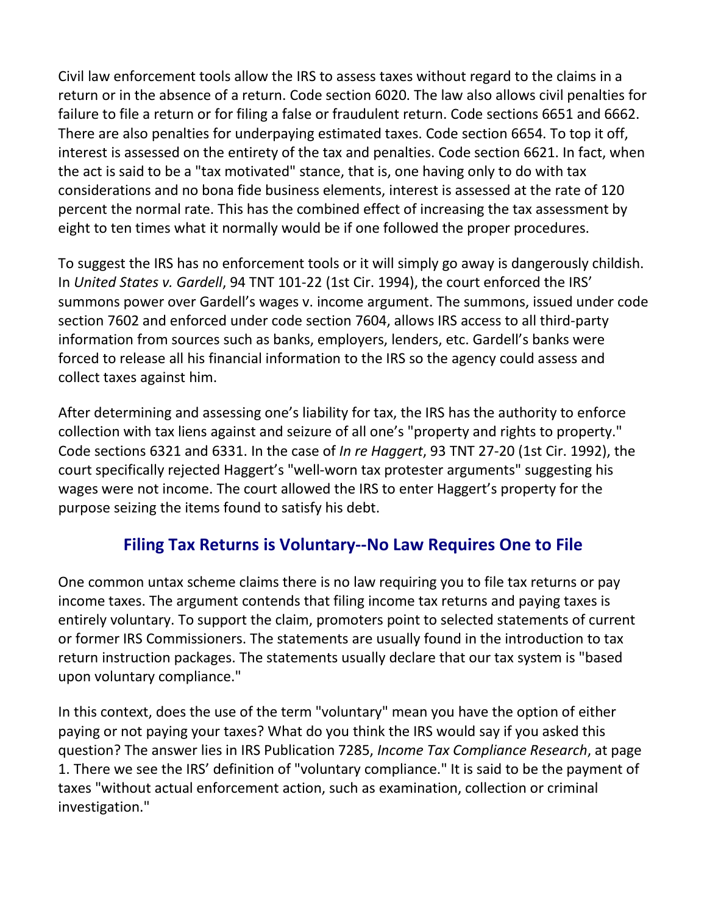Civil law enforcement tools allow the IRS to assess taxes without regard to the claims in a return or in the absence of a return. Code section 6020. The law also allows civil penalties for failure to file a return or for filing a false or fraudulent return. Code sections 6651 and 6662. There are also penalties for underpaying estimated taxes. Code section 6654. To top it off, interest is assessed on the entirety of the tax and penalties. Code section 6621. In fact, when the act is said to be a "tax motivated" stance, that is, one having only to do with tax considerations and no bona fide business elements, interest is assessed at the rate of 120 percent the normal rate. This has the combined effect of increasing the tax assessment by eight to ten times what it normally would be if one followed the proper procedures.

To suggest the IRS has no enforcement tools or it will simply go away is dangerously childish. In *United States v. Gardell*, 94 TNT 101-22 (1st Cir. 1994), the court enforced the IRS' summons power over Gardell's wages v. income argument. The summons, issued under code section 7602 and enforced under code section 7604, allows IRS access to all third-party information from sources such as banks, employers, lenders, etc. Gardell's banks were forced to release all his financial information to the IRS so the agency could assess and collect taxes against him.

After determining and assessing one's liability for tax, the IRS has the authority to enforce collection with tax liens against and seizure of all one's "property and rights to property." Code sections 6321 and 6331. In the case of *In re Haggert*, 93 TNT 27-20 (1st Cir. 1992), the court specifically rejected Haggert's "well-worn tax protester arguments" suggesting his wages were not income. The court allowed the IRS to enter Haggert's property for the purpose seizing the items found to satisfy his debt.

## Filing Tax Returns is Voluntary--No Law Requires One to File

One common untax scheme claims there is no law requiring you to file tax returns or pay income taxes. The argument contends that filing income tax returns and paying taxes is entirely voluntary. To support the claim, promoters point to selected statements of current or former IRS Commissioners. The statements are usually found in the introduction to tax return instruction packages. The statements usually declare that our tax system is "based upon voluntary compliance."

In this context, does the use of the term "voluntary" mean you have the option of either paying or not paying your taxes? What do you think the IRS would say if you asked this question? The answer lies in IRS Publication 7285, *Income Tax Compliance Research*, at page 1. There we see the IRS' definition of "voluntary compliance." It is said to be the payment of taxes "without actual enforcement action, such as examination, collection or criminal investigation."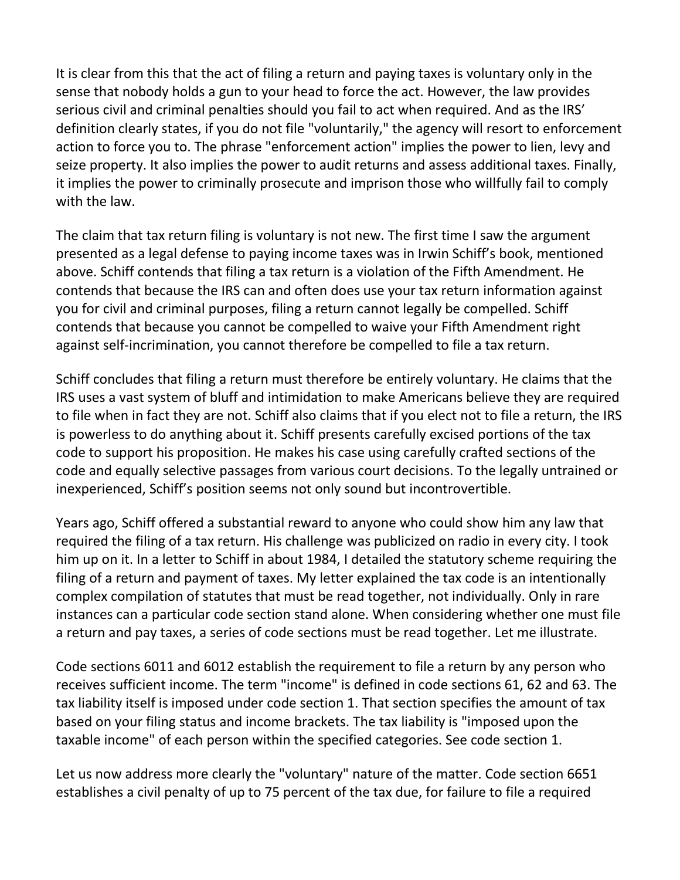It is clear from this that the act of filing a return and paying taxes is voluntary only in the sense that nobody holds a gun to your head to force the act. However, the law provides serious civil and criminal penalties should you fail to act when required. And as the IRS' definition clearly states, if you do not file "voluntarily," the agency will resort to enforcement action to force you to. The phrase "enforcement action" implies the power to lien, levy and seize property. It also implies the power to audit returns and assess additional taxes. Finally, it implies the power to criminally prosecute and imprison those who willfully fail to comply with the law.

The claim that tax return filing is voluntary is not new. The first time I saw the argument presented as a legal defense to paying income taxes was in Irwin Schiff's book, mentioned above. Schiff contends that filing a tax return is a violation of the Fifth Amendment. He contends that because the IRS can and often does use your tax return information against you for civil and criminal purposes, filing a return cannot legally be compelled. Schiff contends that because you cannot be compelled to waive your Fifth Amendment right against self-incrimination, you cannot therefore be compelled to file a tax return.

Schiff concludes that filing a return must therefore be entirely voluntary. He claims that the IRS uses a vast system of bluff and intimidation to make Americans believe they are required to file when in fact they are not. Schiff also claims that if you elect not to file a return, the IRS is powerless to do anything about it. Schiff presents carefully excised portions of the tax code to support his proposition. He makes his case using carefully crafted sections of the code and equally selective passages from various court decisions. To the legally untrained or inexperienced, Schiff's position seems not only sound but incontrovertible.

Years ago, Schiff offered a substantial reward to anyone who could show him any law that required the filing of a tax return. His challenge was publicized on radio in every city. I took him up on it. In a letter to Schiff in about 1984, I detailed the statutory scheme requiring the filing of a return and payment of taxes. My letter explained the tax code is an intentionally complex compilation of statutes that must be read together, not individually. Only in rare instances can a particular code section stand alone. When considering whether one must file a return and pay taxes, a series of code sections must be read together. Let me illustrate.

Code sections 6011 and 6012 establish the requirement to file a return by any person who receives sufficient income. The term "income" is defined in code sections 61, 62 and 63. The tax liability itself is imposed under code section 1. That section specifies the amount of tax based on your filing status and income brackets. The tax liability is "imposed upon the taxable income" of each person within the specified categories. See code section 1.

Let us now address more clearly the "voluntary" nature of the matter. Code section 6651 establishes a civil penalty of up to 75 percent of the tax due, for failure to file a required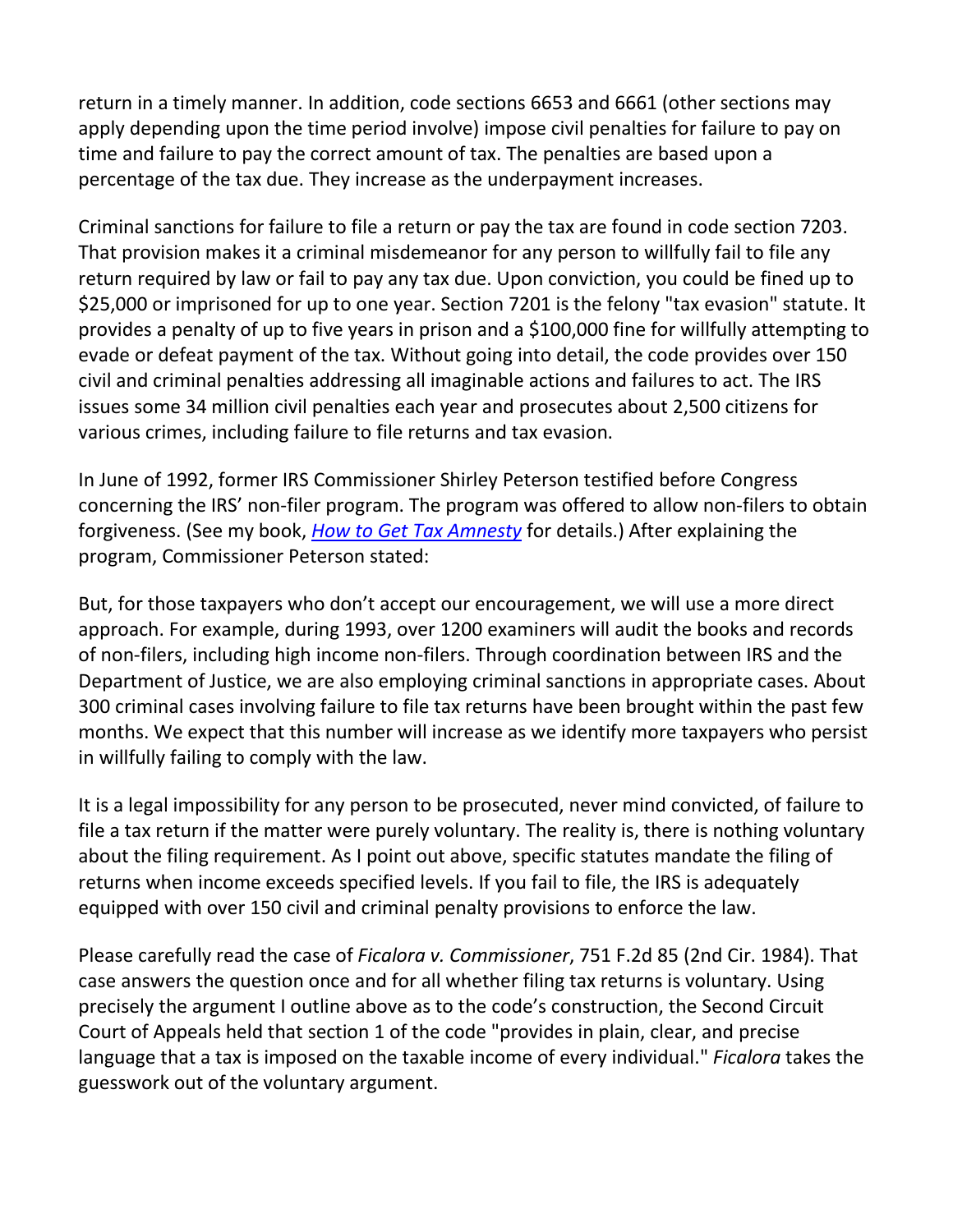return in a timely manner. In addition, code sections 6653 and 6661 (other sections may apply depending upon the time period involve) impose civil penalties for failure to pay on time and failure to pay the correct amount of tax. The penalties are based upon a percentage of the tax due. They increase as the underpayment increases.

Criminal sanctions for failure to file a return or pay the tax are found in code section 7203. That provision makes it a criminal misdemeanor for any person to willfully fail to file any return required by law or fail to pay any tax due. Upon conviction, you could be fined up to $25,000 or imprisoned for up to one year. Section 7201 is the felony "tax evasion" statute. It provides a penalty of up to five years in prison and a $100,000 fine for willfully attempting to evade or defeat payment of the tax. Without going into detail, the code provides over 150 civil and criminal penalties addressing all imaginable actions and failures to act. The IRS issues some 34 million civil penalties each year and prosecutes about 2,500 citizens for various crimes, including failure to file returns and tax evasion.

In June of 1992, former IRS Commissioner Shirley Peterson testified before Congress concerning the IRS' non-filer program. The program was offered to allow non-filers to obtain forgiveness. (See my book, *How to Get Tax Amnesty* for details.) After explaining the program, Commissioner Peterson stated:

But, for those taxpayers who don't accept our encouragement, we will use a more direct approach. For example, during 1993, over 1200 examiners will audit the books and records of non-filers, including high income non-filers. Through coordination between IRS and the Department of Justice, we are also employing criminal sanctions in appropriate cases. About 300 criminal cases involving failure to file tax returns have been brought within the past few months. We expect that this number will increase as we identify more taxpayers who persist in willfully failing to comply with the law.

It is a legal impossibility for any person to be prosecuted, never mind convicted, of failure to file a tax return if the matter were purely voluntary. The reality is, there is nothing voluntary about the filing requirement. As I point out above, specific statutes mandate the filing of returns when income exceeds specified levels. If you fail to file, the IRS is adequately equipped with over 150 civil and criminal penalty provisions to enforce the law.

Please carefully read the case of *Ficalora v. Commissioner*, 751 F.2d 85 (2nd Cir. 1984). That case answers the question once and for all whether filing tax returns is voluntary. Using precisely the argument I outline above as to the code's construction, the Second Circuit Court of Appeals held that section 1 of the code "provides in plain, clear, and precise language that a tax is imposed on the taxable income of every individual." *Ficalora* takes the guesswork out of the voluntary argument.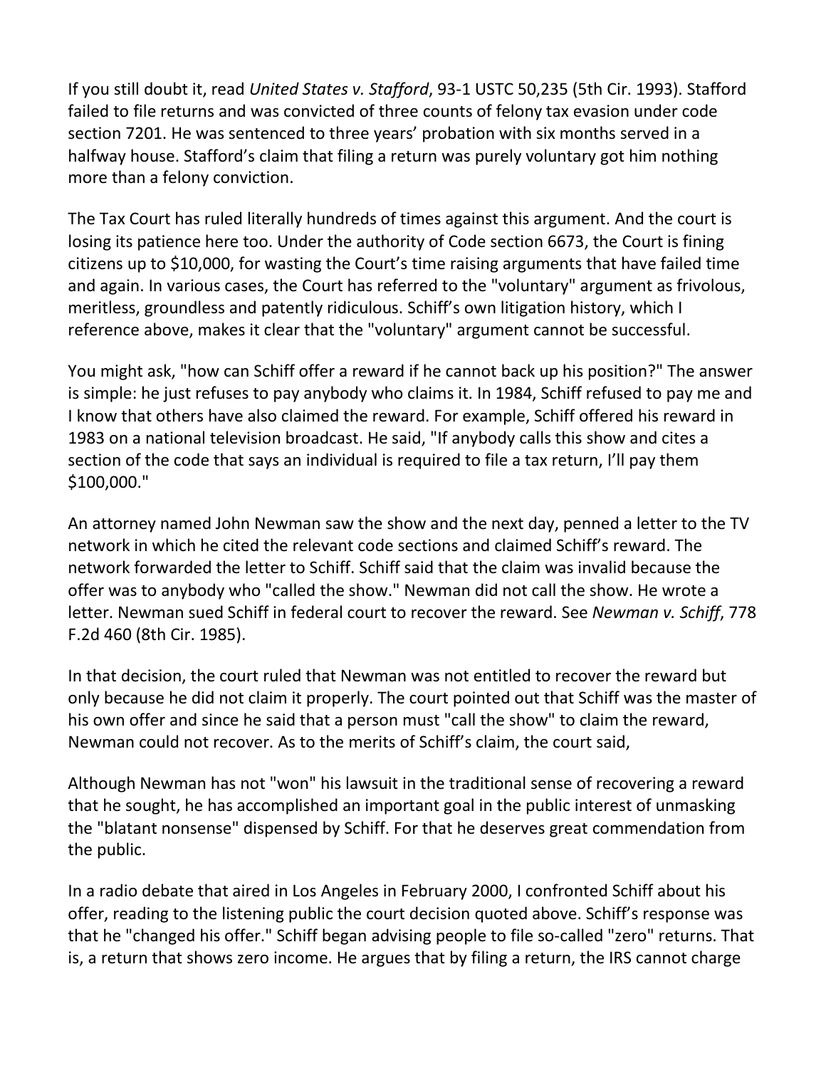If you still doubt it, read *United States v. Stafford*, 93-1 USTC 50,235 (5th Cir. 1993). Stafford failed to file returns and was convicted of three counts of felony tax evasion under code section 7201. He was sentenced to three years' probation with six months served in a halfway house. Stafford's claim that filing a return was purely voluntary got him nothing more than a felony conviction.

The Tax Court has ruled literally hundreds of times against this argument. And the court is losing its patience here too. Under the authority of Code section 6673, the Court is fining citizens up to $10,000, for wasting the Court's time raising arguments that have failed time and again. In various cases, the Court has referred to the "voluntary" argument as frivolous, meritless, groundless and patently ridiculous. Schiff's own litigation history, which I reference above, makes it clear that the "voluntary" argument cannot be successful.

You might ask, "how can Schiff offer a reward if he cannot back up his position?" The answer is simple: he just refuses to pay anybody who claims it. In 1984, Schiff refused to pay me and I know that others have also claimed the reward. For example, Schiff offered his reward in 1983 on a national television broadcast. He said, "If anybody calls this show and cites a section of the code that says an individual is required to file a tax return, I'll pay them $100,000."

An attorney named John Newman saw the show and the next day, penned a letter to the TV network in which he cited the relevant code sections and claimed Schiff's reward. The network forwarded the letter to Schiff. Schiff said that the claim was invalid because the offer was to anybody who "called the show." Newman did not call the show. He wrote a letter. Newman sued Schiff in federal court to recover the reward. See *Newman v. Schiff*, 778 F.2d 460 (8th Cir. 1985).

In that decision, the court ruled that Newman was not entitled to recover the reward but only because he did not claim it properly. The court pointed out that Schiff was the master of his own offer and since he said that a person must "call the show" to claim the reward, Newman could not recover. As to the merits of Schiff's claim, the court said,

Although Newman has not "won" his lawsuit in the traditional sense of recovering a reward that he sought, he has accomplished an important goal in the public interest of unmasking the "blatant nonsense" dispensed by Schiff. For that he deserves great commendation from the public.

In a radio debate that aired in Los Angeles in February 2000, I confronted Schiff about his offer, reading to the listening public the court decision quoted above. Schiff's response was that he "changed his offer." Schiff began advising people to file so-called "zero" returns. That is, a return that shows zero income. He argues that by filing a return, the IRS cannot charge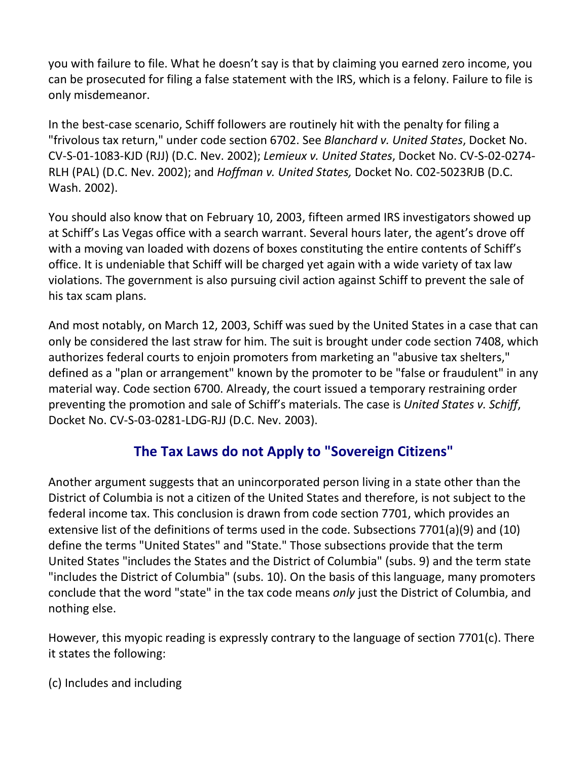you with failure to file. What he doesn't say is that by claiming you earned zero income, you can be prosecuted for filing a false statement with the IRS, which is a felony. Failure to file is only misdemeanor.

In the best-case scenario, Schiff followers are routinely hit with the penalty for filing a "frivolous tax return," under code section 6702. See *Blanchard v. United States*, Docket No. CV-S-01-1083-KJD (RJJ) (D.C. Nev. 2002); *Lemieux v. United States*, Docket No. CV-S-02-0274-RLH (PAL) (D.C. Nev. 2002); and *Hoffman v. United States,* Docket No. C02-5023RJB (D.C. Wash. 2002).

You should also know that on February 10, 2003, fifteen armed IRS investigators showed up at Schiff's Las Vegas office with a search warrant. Several hours later, the agent's drove off with a moving van loaded with dozens of boxes constituting the entire contents of Schiff's office. It is undeniable that Schiff will be charged yet again with a wide variety of tax law violations. The government is also pursuing civil action against Schiff to prevent the sale of his tax scam plans.

And most notably, on March 12, 2003, Schiff was sued by the United States in a case that can only be considered the last straw for him. The suit is brought under code section 7408, which authorizes federal courts to enjoin promoters from marketing an "abusive tax shelters," defined as a "plan or arrangement" known by the promoter to be "false or fraudulent" in any material way. Code section 6700. Already, the court issued a temporary restraining order preventing the promotion and sale of Schiff's materials. The case is *United States v. Schiff*, Docket No. CV-S-03-0281-LDG-RJJ (D.C. Nev. 2003).

## The Tax Laws do not Apply to "Sovereign Citizens"

Another argument suggests that an unincorporated person living in a state other than the District of Columbia is not a citizen of the United States and therefore, is not subject to the federal income tax. This conclusion is drawn from code section 7701, which provides an extensive list of the definitions of terms used in the code. Subsections 7701(a)(9) and (10) define the terms "United States" and "State." Those subsections provide that the term United States "includes the States and the District of Columbia" (subs. 9) and the term state "includes the District of Columbia" (subs. 10). On the basis of this language, many promoters conclude that the word "state" in the tax code means *only* just the District of Columbia, and nothing else.

However, this myopic reading is expressly contrary to the language of section 7701(c). There it states the following:

(c) Includes and including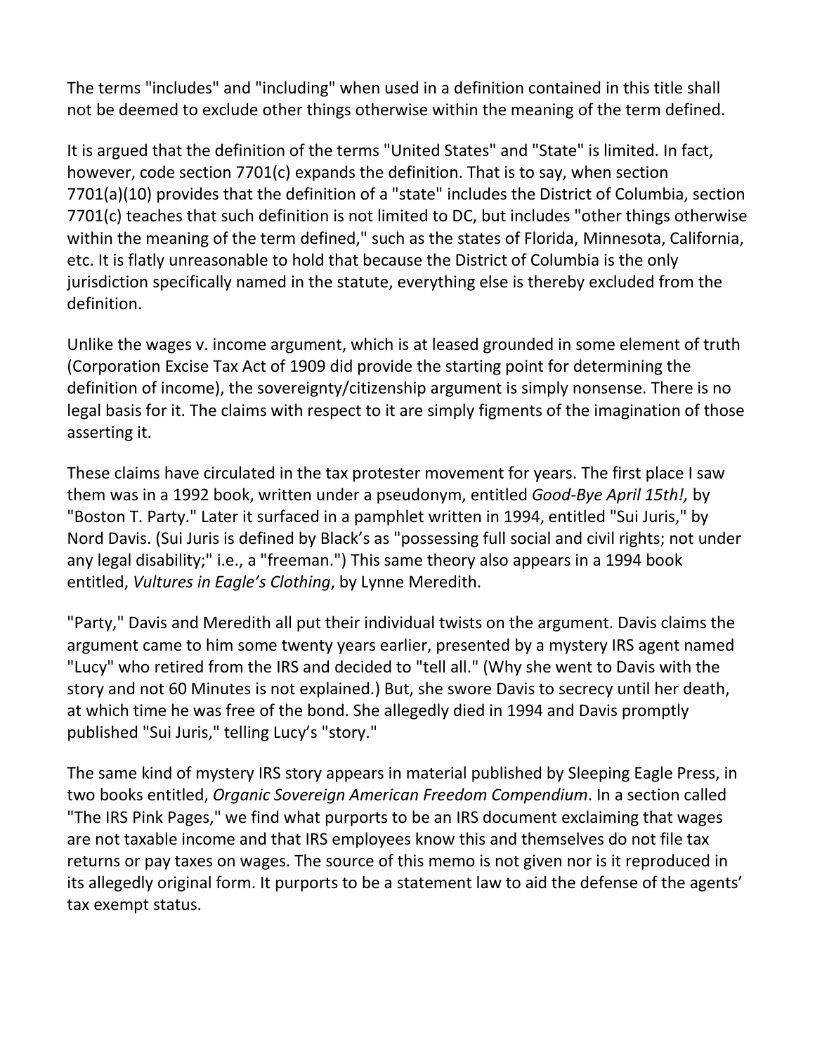The terms "includes" and "including" when used in a definition contained in this title shall not be deemed to exclude other things otherwise within the meaning of the term defined.

It is argued that the definition of the terms "United States" and "State" is limited. In fact, however, code section 7701(c) expands the definition. That is to say, when section 7701(a)(10) provides that the definition of a "state" includes the District of Columbia, section 7701(c) teaches that such definition is not limited to DC, but includes "other things otherwise within the meaning of the term defined," such as the states of Florida, Minnesota, California, etc. It is flatly unreasonable to hold that because the District of Columbia is the only jurisdiction specifically named in the statute, everything else is thereby excluded from the definition.

Unlike the wages v. income argument, which is at leased grounded in some element of truth (Corporation Excise Tax Act of 1909 did provide the starting point for determining the definition of income), the sovereignty/citizenship argument is simply nonsense. There is no legal basis for it. The claims with respect to it are simply figments of the imagination of those asserting it.

These claims have circulated in the tax protester movement for years. The first place I saw them was in a 1992 book, written under a pseudonym, entitled *Good-Bye April 15th!,* by "Boston T. Party." Later it surfaced in a pamphlet written in 1994, entitled "Sui Juris," by Nord Davis. (Sui Juris is defined by Black's as "possessing full social and civil rights; not under any legal disability;" i.e., a "freeman.") This same theory also appears in a 1994 book entitled, *Vultures in Eagle's Clothing*, by Lynne Meredith.

"Party," Davis and Meredith all put their individual twists on the argument. Davis claims the argument came to him some twenty years earlier, presented by a mystery IRS agent named "Lucy" who retired from the IRS and decided to "tell all." (Why she went to Davis with the story and not 60 Minutes is not explained.) But, she swore Davis to secrecy until her death, at which time he was free of the bond. She allegedly died in 1994 and Davis promptly published "Sui Juris," telling Lucy's "story."

The same kind of mystery IRS story appears in material published by Sleeping Eagle Press, in two books entitled, *Organic Sovereign American Freedom Compendium*. In a section called "The IRS Pink Pages," we find what purports to be an IRS document exclaiming that wages are not taxable income and that IRS employees know this and themselves do not file tax returns or pay taxes on wages. The source of this memo is not given nor is it reproduced in its allegedly original form. It purports to be a statement law to aid the defense of the agents' tax exempt status.